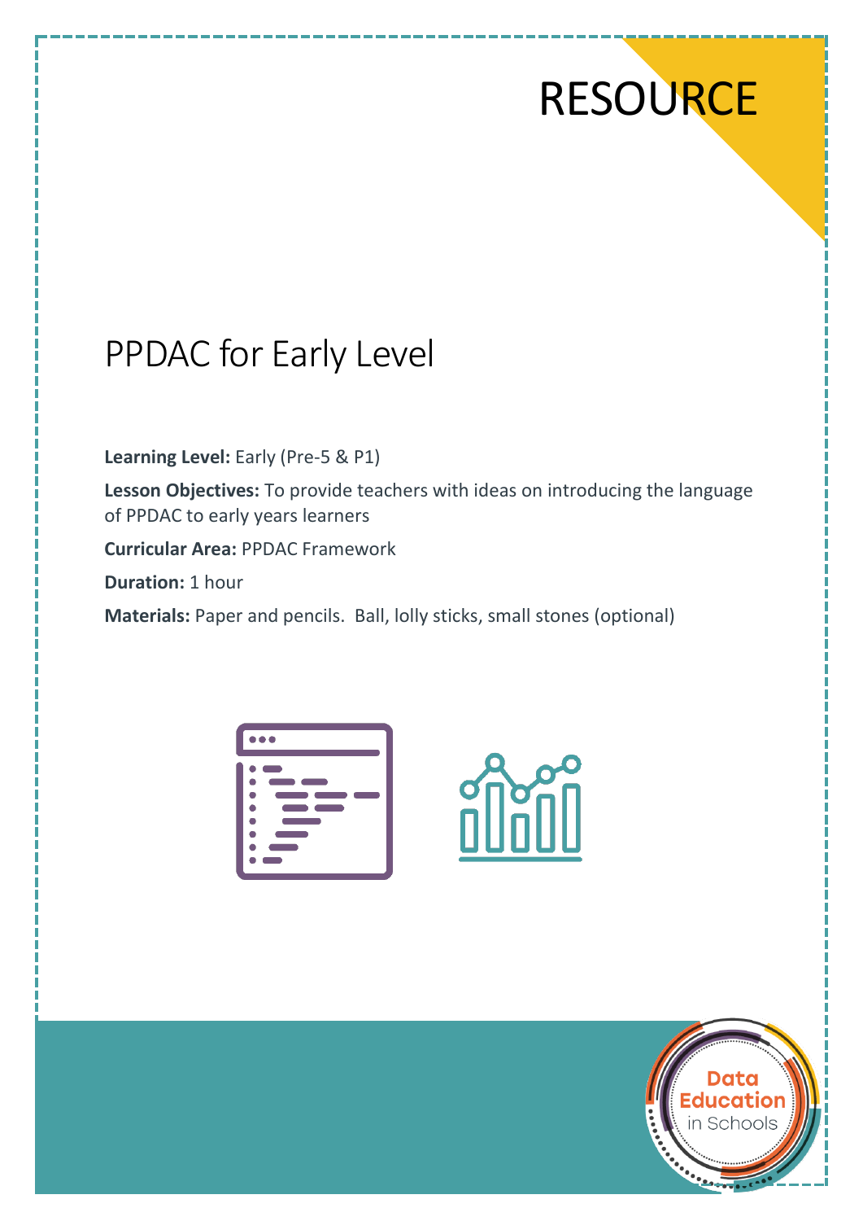RESOURCE

# PPDAC for Early Level

**Learning Level:** Early (Pre-5 & P1)

**Lesson Objectives:** To provide teachers with ideas on introducing the language of PPDAC to early years learners

**Curricular Area:** PPDAC Framework

**Duration:** 1 hour

**Materials:** Paper and pencils. Ball, lolly sticks, small stones (optional)

Data Education in Schools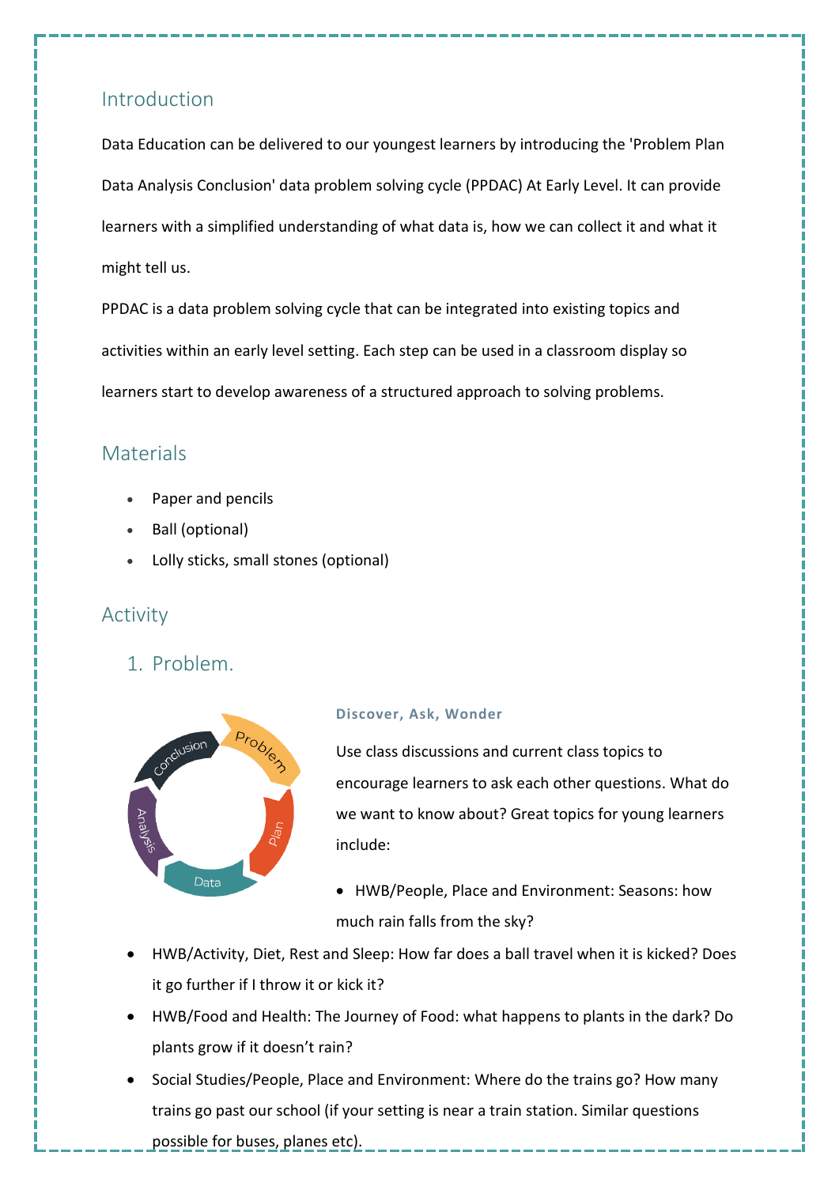## Introduction

Data Education can be delivered to our youngest learners by introducing the 'Problem Plan Data Analysis Conclusion' data problem solving cycle (PPDAC) At Early Level. It can provide learners with a simplified understanding of what data is, how we can collect it and what it might tell us.

PPDAC is a data problem solving cycle that can be integrated into existing topics and activities within an early level setting. Each step can be used in a classroom display so learners start to develop awareness of a structured approach to solving problems.

## Materials

- Paper and pencils
- Ball (optional)
- Lolly sticks, small stones (optional)

## Activity

### 1. Problem.

**Discover, Ask, Wonder**

Use class discussions and current class topics to encourage learners to ask each other questions. What do we want to know about? Great topics for young learners include:

- HWB/People, Place and Environment: Seasons: how much rain falls from the sky?
- HWB/Activity, Diet, Rest and Sleep: How far does a ball travel when it is kicked? Does it go further if I throw it or kick it?
- HWB/Food and Health: The Journey of Food: what happens to plants in the dark? Do plants grow if it doesn't rain?
- Social Studies/People, Place and Environment: Where do the trains go? How many trains go past our school (if your setting is near a train station. Similar questions possible for buses, planes etc).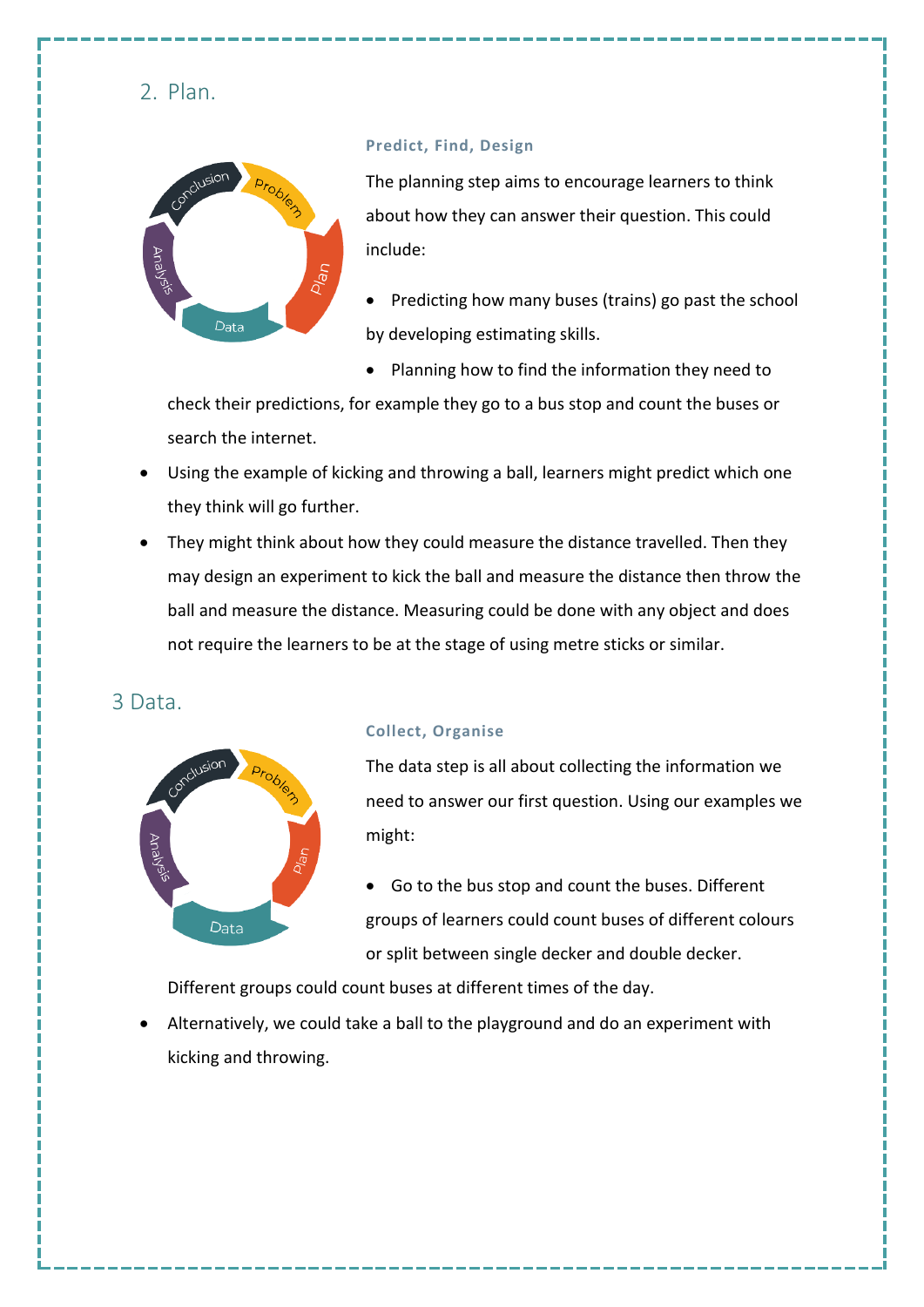## 2. Plan.

**Predict, Find, Design**

The planning step aims to encourage learners to think about how they can answer their question. This could include:

- Predicting how many buses (trains) go past the school by developing estimating skills.
- Planning how to find the information they need to check their predictions, for example they go to a bus stop and count the buses or search the internet.
- Using the example of kicking and throwing a ball, learners might predict which one they think will go further.
- They might think about how they could measure the distance travelled. Then they may design an experiment to kick the ball and measure the distance then throw the ball and measure the distance. Measuring could be done with any object and does not require the learners to be at the stage of using metre sticks or similar.

## 3 Data.

**Collect, Organise**

The data step is all about collecting the information we need to answer our first question. Using our examples we might:

- Go to the bus stop and count the buses. Different groups of learners could count buses of different colours or split between single decker and double decker. Different groups could count buses at different times of the day.
- Alternatively, we could take a ball to the playground and do an experiment with kicking and throwing.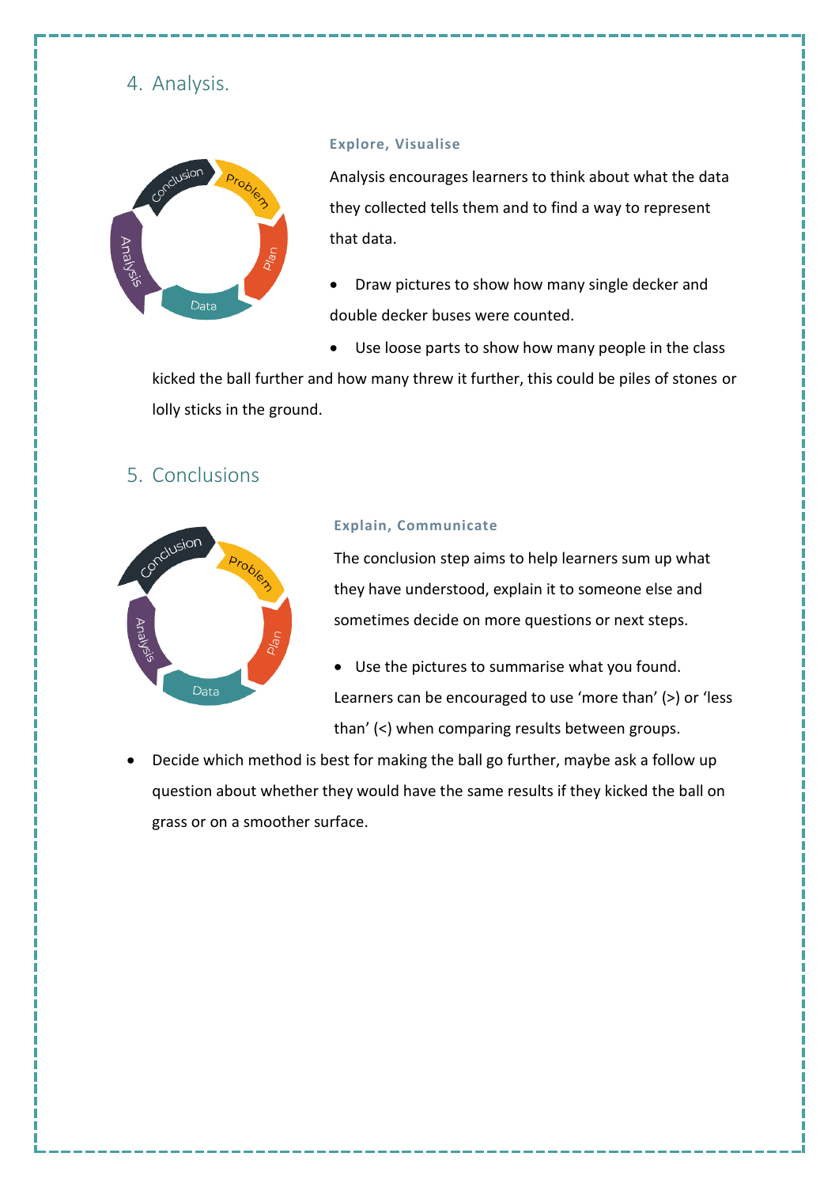## 4. Analysis.

**Explore, Visualise**

Analysis encourages learners to think about what the data they collected tells them and to find a way to represent that data.

- Draw pictures to show how many single decker and double decker buses were counted.
- Use loose parts to show how many people in the class kicked the ball further and how many threw it further, this could be piles of stones or lolly sticks in the ground.

## 5. Conclusions

**Explain, Communicate**

The conclusion step aims to help learners sum up what they have understood, explain it to someone else and sometimes decide on more questions or next steps.

- Use the pictures to summarise what you found. Learners can be encouraged to use 'more than' (>) or 'less than' (<) when comparing results between groups.
- Decide which method is best for making the ball go further, maybe ask a follow up question about whether they would have the same results if they kicked the ball on grass or on a smoother surface.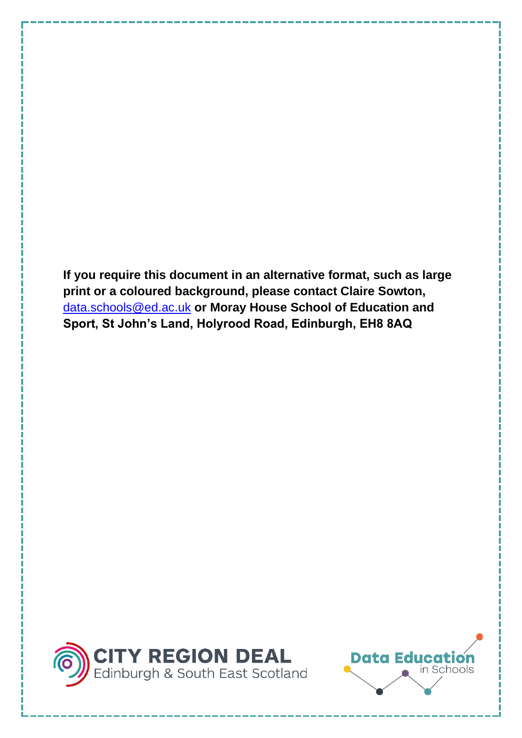**If you require this document in an alternative format, such as large print or a coloured background, please contact Claire Sowton,** [data.schools@ed.ac.uk](mailto:data.schools@ed.ac.uk) **or Moray House School of Education and Sport, St John's Land, Holyrood Road, Edinburgh, EH8 8AQ**

CITY REGION DEAL
Edinburgh & South East Scotland

Data Education in Schools